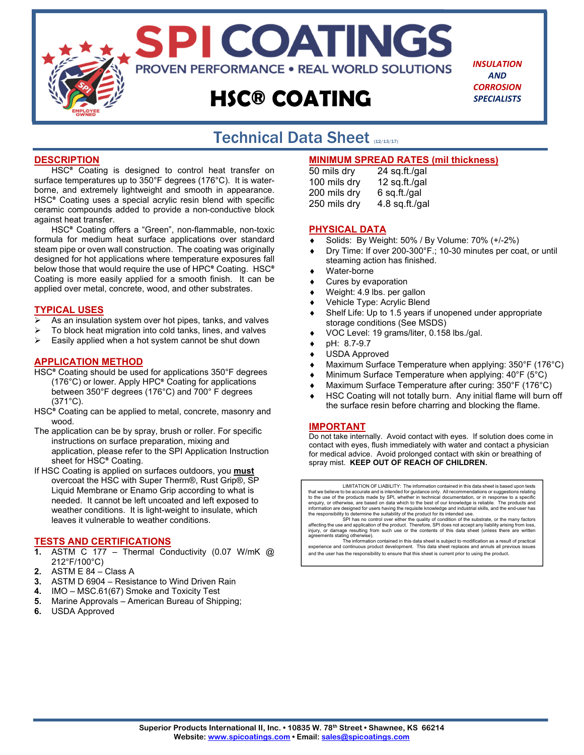# SPI COATINGS

PROVEN PERFORMANCE • REAL WORLD SOLUTIONS

# HSC® COATING

*INSULATION AND CORROSION SPECIALISTS*

## Technical Data Sheet (12/13/17)

## DESCRIPTION

HSC® Coating is designed to control heat transfer on surface temperatures up to 350°F degrees (176°C). It is water-borne, and extremely lightweight and smooth in appearance. HSC® Coating uses a special acrylic resin blend with specific ceramic compounds added to provide a non-conductive block against heat transfer.

HSC® Coating offers a "Green", non-flammable, non-toxic formula for medium heat surface applications over standard steam pipe or oven wall construction. The coating was originally designed for hot applications where temperature exposures fall below those that would require the use of HPC® Coating. HSC® Coating is more easily applied for a smooth finish. It can be applied over metal, concrete, wood, and other substrates.

## TYPICAL USES

- As an insulation system over hot pipes, tanks, and valves
- To block heat migration into cold tanks, lines, and valves
- Easily applied when a hot system cannot be shut down

## APPLICATION METHOD

HSC® Coating should be used for applications 350°F degrees (176°C) or lower. Apply HPC® Coating for applications between 350°F degrees (176°C) and 700° F degrees (371°C).

HSC® Coating can be applied to metal, concrete, masonry and wood.

The application can be by spray, brush or roller. For specific instructions on surface preparation, mixing and application, please refer to the SPI Application Instruction sheet for HSC® Coating.

If HSC Coating is applied on surfaces outdoors, you **must** overcoat the HSC with Super Therm®, Rust Grip®, SP Liquid Membrane or Enamo Grip according to what is needed. It cannot be left uncoated and left exposed to weather conditions. It is light-weight to insulate, which leaves it vulnerable to weather conditions.

## TESTS AND CERTIFICATIONS

1. ASTM C 177 – Thermal Conductivity (0.07 W/mK @ 212°F/100°C)
2. ASTM E 84 – Class A
3. ASTM D 6904 – Resistance to Wind Driven Rain
4. IMO – MSC.61(67) Smoke and Toxicity Test
5. Marine Approvals – American Bureau of Shipping;
6. USDA Approved

## MINIMUM SPREAD RATES (mil thickness)

| | |
|---|---|
| 50 mils dry | 24 sq.ft./gal |
| 100 mils dry | 12 sq.ft./gal |
| 200 mils dry | 6 sq.ft./gal |
| 250 mils dry | 4.8 sq.ft./gal |

## PHYSICAL DATA

- Solids: By Weight: 50% / By Volume: 70% (+/-2%)
- Dry Time: If over 200-300°F.; 10-30 minutes per coat, or until steaming action has finished.
- Water-borne
- Cures by evaporation
- Weight: 4.9 lbs. per gallon
- Vehicle Type: Acrylic Blend
- Shelf Life: Up to 1.5 years if unopened under appropriate storage conditions (See MSDS)
- VOC Level: 19 grams/liter, 0.158 lbs./gal.
- pH: 8.7-9.7
- USDA Approved
- Maximum Surface Temperature when applying: 350°F (176°C)
- Minimum Surface Temperature when applying: 40°F (5°C)
- Maximum Surface Temperature after curing: 350°F (176°C)
- HSC Coating will not totally burn. Any initial flame will burn off the surface resin before charring and blocking the flame.

## IMPORTANT

Do not take internally. Avoid contact with eyes. If solution does come in contact with eyes, flush immediately with water and contact a physician for medical advice. Avoid prolonged contact with skin or breathing of spray mist. **KEEP OUT OF REACH OF CHILDREN.**

LIMITATION OF LIABILITY: The information contained in this data sheet is based upon tests that we believe to be accurate and is intended for guidance only. All recommendations or suggestions relating to the use of the products made by SPI, whether in technical documentation, or in response to a specific enquiry, or otherwise, are based on data which to the best of our knowledge is reliable. The products and information are designed for users having the requisite knowledge and industrial skills, and the end-user has the responsibility to determine the suitability of the product for its intended use.

SPI has no control over either the quality of condition of the substrate, or the many factors affecting the use and application of the product. Therefore, SPI does not accept any liability arising from loss, injury, or damage resulting from such use or the contents of this data sheet (unless there are written agreements stating otherwise).

The information contained in this data sheet is subject to modification as a result of practical experience and continuous product development. This data sheet replaces and annuls all previous issues and the user has the responsibility to ensure that this sheet is current prior to using the product.

**Superior Products International II, Inc. • 10835 W. 78th Street • Shawnee, KS 66214**
**Website: www.spicoatings.com • Email: sales@spicoatings.com**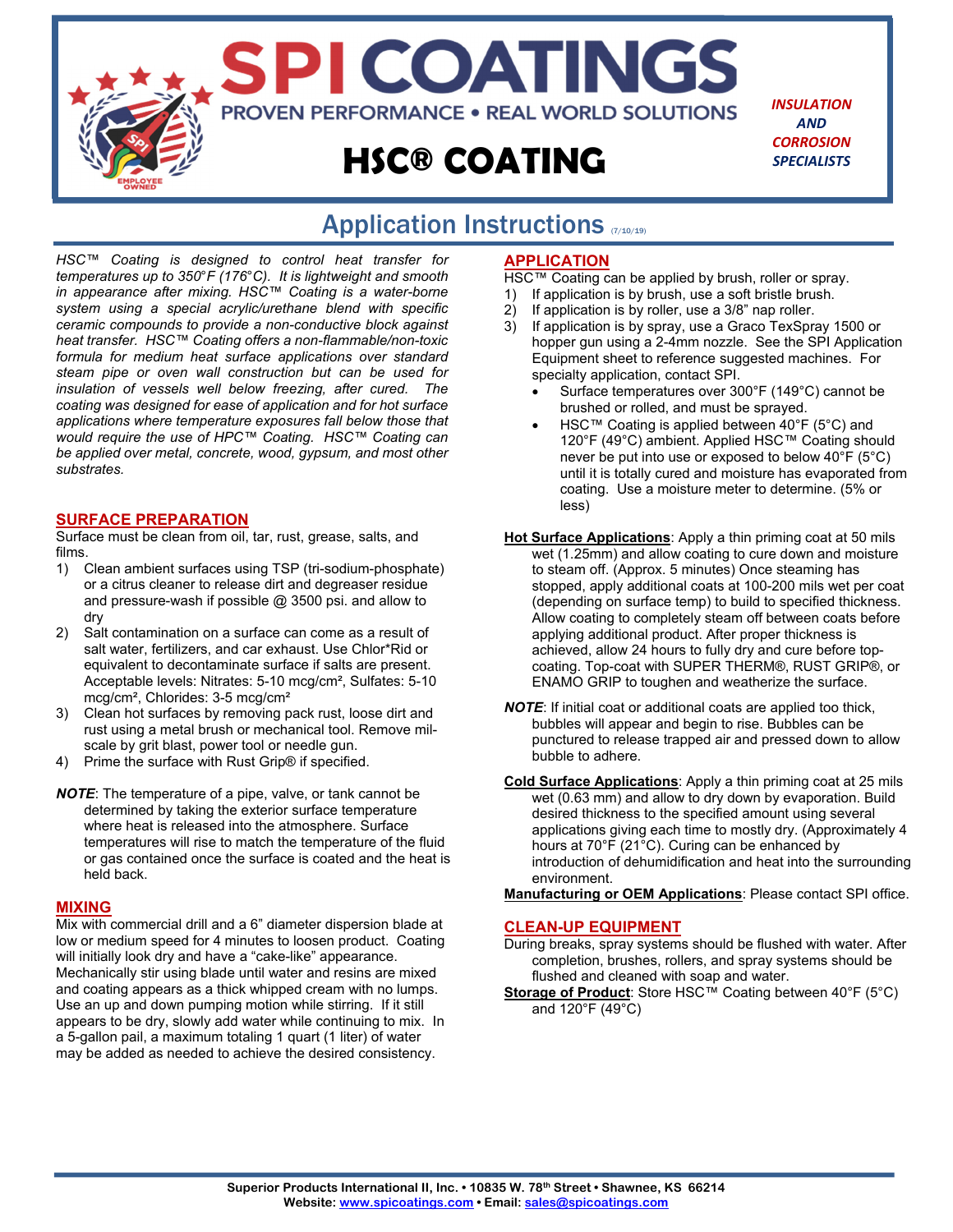# SPI COATINGS

PROVEN PERFORMANCE • REAL WORLD SOLUTIONS

# HSC® COATING

*INSULATION AND CORROSION SPECIALISTS*

## Application Instructions (7/10/19)

*HSC™ Coating is designed to control heat transfer for temperatures up to 350°F (176°C). It is lightweight and smooth in appearance after mixing. HSC™ Coating is a water-borne system using a special acrylic/urethane blend with specific ceramic compounds to provide a non-conductive block against heat transfer. HSC™ Coating offers a non-flammable/non-toxic formula for medium heat surface applications over standard steam pipe or oven wall construction but can be used for insulation of vessels well below freezing, after cured. The coating was designed for ease of application and for hot surface applications where temperature exposures fall below those that would require the use of HPC™ Coating. HSC™ Coating can be applied over metal, concrete, wood, gypsum, and most other substrates.*

### SURFACE PREPARATION

Surface must be clean from oil, tar, rust, grease, salts, and films.

1) Clean ambient surfaces using TSP (tri-sodium-phosphate) or a citrus cleaner to release dirt and degreaser residue and pressure-wash if possible @ 3500 psi. and allow to dry
2) Salt contamination on a surface can come as a result of salt water, fertilizers, and car exhaust. Use Chlor*Rid or equivalent to decontaminate surface if salts are present. Acceptable levels: Nitrates: 5-10 mcg/cm², Sulfates: 5-10 mcg/cm², Chlorides: 3-5 mcg/cm²
3) Clean hot surfaces by removing pack rust, loose dirt and rust using a metal brush or mechanical tool. Remove mil-scale by grit blast, power tool or needle gun.
4) Prime the surface with Rust Grip® if specified.

***NOTE***: The temperature of a pipe, valve, or tank cannot be determined by taking the exterior surface temperature where heat is released into the atmosphere. Surface temperatures will rise to match the temperature of the fluid or gas contained once the surface is coated and the heat is held back.

### MIXING

Mix with commercial drill and a 6" diameter dispersion blade at low or medium speed for 4 minutes to loosen product. Coating will initially look dry and have a "cake-like" appearance. Mechanically stir using blade until water and resins are mixed and coating appears as a thick whipped cream with no lumps. Use an up and down pumping motion while stirring. If it still appears to be dry, slowly add water while continuing to mix. In a 5-gallon pail, a maximum totaling 1 quart (1 liter) of water may be added as needed to achieve the desired consistency.

### APPLICATION

HSC™ Coating can be applied by brush, roller or spray.

1) If application is by brush, use a soft bristle brush.
2) If application is by roller, use a 3/8" nap roller.
3) If application is by spray, use a Graco TexSpray 1500 or hopper gun using a 2-4mm nozzle. See the SPI Application Equipment sheet to reference suggested machines. For specialty application, contact SPI.
   - Surface temperatures over 300°F (149°C) cannot be brushed or rolled, and must be sprayed.
   - HSC™ Coating is applied between 40°F (5°C) and 120°F (49°C) ambient. Applied HSC™ Coating should never be put into use or exposed to below 40°F (5°C) until it is totally cured and moisture has evaporated from coating. Use a moisture meter to determine. (5% or less)

**Hot Surface Applications**: Apply a thin priming coat at 50 mils wet (1.25mm) and allow coating to cure down and moisture to steam off. (Approx. 5 minutes) Once steaming has stopped, apply additional coats at 100-200 mils wet per coat (depending on surface temp) to build to specified thickness. Allow coating to completely steam off between coats before applying additional product. After proper thickness is achieved, allow 24 hours to fully dry and cure before top-coating. Top-coat with SUPER THERM®, RUST GRIP®, or ENAMO GRIP to toughen and weatherize the surface.

***NOTE***: If initial coat or additional coats are applied too thick, bubbles will appear and begin to rise. Bubbles can be punctured to release trapped air and pressed down to allow bubble to adhere.

**Cold Surface Applications**: Apply a thin priming coat at 25 mils wet (0.63 mm) and allow to dry down by evaporation. Build desired thickness to the specified amount using several applications giving each time to mostly dry. (Approximately 4 hours at 70°F (21°C). Curing can be enhanced by introduction of dehumidification and heat into the surrounding environment.

**Manufacturing or OEM Applications**: Please contact SPI office.

### CLEAN-UP EQUIPMENT

During breaks, spray systems should be flushed with water. After completion, brushes, rollers, and spray systems should be flushed and cleaned with soap and water.

**Storage of Product**: Store HSC™ Coating between 40°F (5°C) and 120°F (49°C)

**Superior Products International II, Inc. • 10835 W. 78th Street • Shawnee, KS 66214**
**Website: www.spicoatings.com • Email: sales@spicoatings.com**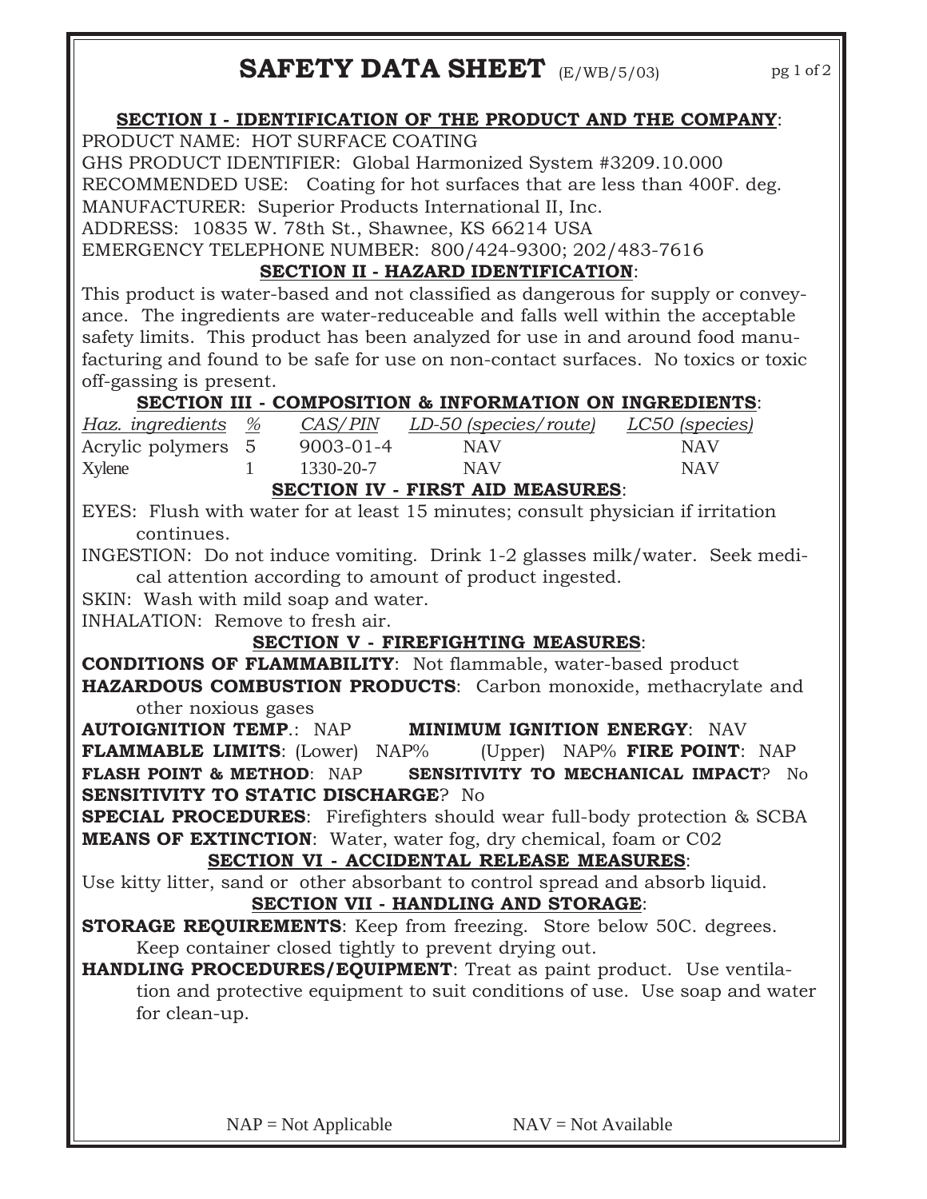# SAFETY DATA SHEET (E/WB/5/03)

## SECTION I - IDENTIFICATION OF THE PRODUCT AND THE COMPANY:

PRODUCT NAME: HOT SURFACE COATING
GHS PRODUCT IDENTIFIER: Global Harmonized System #3209.10.000
RECOMMENDED USE: Coating for hot surfaces that are less than 400F. deg.
MANUFACTURER: Superior Products International II, Inc.
ADDRESS: 10835 W. 78th St., Shawnee, KS 66214 USA
EMERGENCY TELEPHONE NUMBER: 800/424-9300; 202/483-7616

## SECTION II - HAZARD IDENTIFICATION:

This product is water-based and not classified as dangerous for supply or conveyance. The ingredients are water-reduceable and falls well within the acceptable safety limits. This product has been analyzed for use in and around food manufacturing and found to be safe for use on non-contact surfaces. No toxics or toxic off-gassing is present.

## SECTION III - COMPOSITION & INFORMATION ON INGREDIENTS:

| *Haz. ingredients* | *%* | *CAS/PIN* | *LD-50 (species/route)* | *LC50 (species)* |
|---|---|---|---|---|
| Acrylic polymers | 5 | 9003-01-4 | NAV | NAV |
| Xylene | 1 | 1330-20-7 | NAV | NAV |

## SECTION IV - FIRST AID MEASURES:

EYES: Flush with water for at least 15 minutes; consult physician if irritation continues.
INGESTION: Do not induce vomiting. Drink 1-2 glasses milk/water. Seek medical attention according to amount of product ingested.
SKIN: Wash with mild soap and water.
INHALATION: Remove to fresh air.

## SECTION V - FIREFIGHTING MEASURES:

**CONDITIONS OF FLAMMABILITY**: Not flammable, water-based product
**HAZARDOUS COMBUSTION PRODUCTS**: Carbon monoxide, methacrylate and other noxious gases
**AUTOIGNITION TEMP.**: NAP **MINIMUM IGNITION ENERGY**: NAV
**FLAMMABLE LIMITS**: (Lower) NAP% (Upper) NAP% **FIRE POINT**: NAP
**FLASH POINT & METHOD**: NAP **SENSITIVITY TO MECHANICAL IMPACT**? No
**SENSITIVITY TO STATIC DISCHARGE**? No
**SPECIAL PROCEDURES**: Firefighters should wear full-body protection & SCBA
**MEANS OF EXTINCTION**: Water, water fog, dry chemical, foam or C02

## SECTION VI - ACCIDENTAL RELEASE MEASURES:

Use kitty litter, sand or other absorbant to control spread and absorb liquid.

## SECTION VII - HANDLING AND STORAGE:

**STORAGE REQUIREMENTS**: Keep from freezing. Store below 50C. degrees. Keep container closed tightly to prevent drying out.
**HANDLING PROCEDURES/EQUIPMENT**: Treat as paint product. Use ventilation and protective equipment to suit conditions of use. Use soap and water for clean-up.

NAP = Not Applicable NAV = Not Available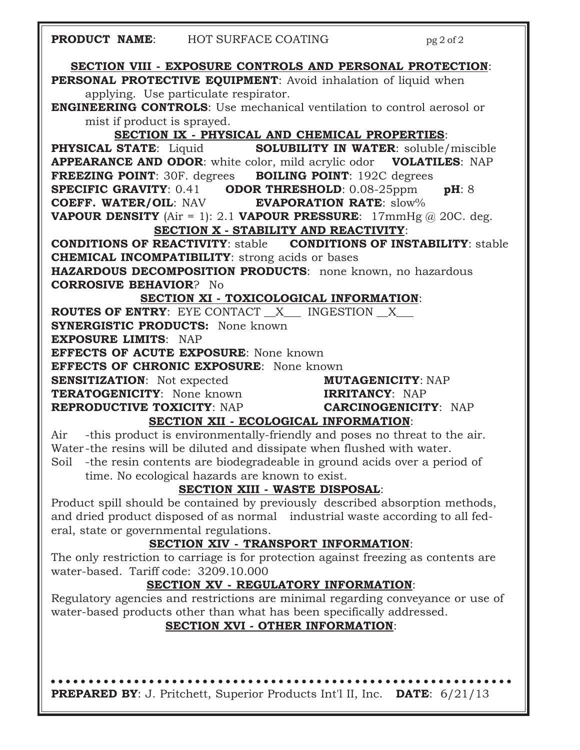**PRODUCT NAME**: HOT SURFACE COATING

## SECTION VIII - EXPOSURE CONTROLS AND PERSONAL PROTECTION:

**PERSONAL PROTECTIVE EQUIPMENT**: Avoid inhalation of liquid when applying. Use particulate respirator.

**ENGINEERING CONTROLS**: Use mechanical ventilation to control aerosol or mist if product is sprayed.

## SECTION IX - PHYSICAL AND CHEMICAL PROPERTIES:

**PHYSICAL STATE**: Liquid **SOLUBILITY IN WATER**: soluble/miscible

**APPEARANCE AND ODOR**: white color, mild acrylic odor **VOLATILES**: NAP

**FREEZING POINT**: 30F. degrees **BOILING POINT**: 192C degrees

**SPECIFIC GRAVITY**: 0.41 **ODOR THRESHOLD**: 0.08-25ppm **pH**: 8

**COEFF. WATER/OIL**: NAV **EVAPORATION RATE**: slow%

**VAPOUR DENSITY** (Air = 1): 2.1 **VAPOUR PRESSURE**: 17mmHg @ 20C. deg.

## SECTION X - STABILITY AND REACTIVITY:

**CONDITIONS OF REACTIVITY**: stable **CONDITIONS OF INSTABILITY**: stable

**CHEMICAL INCOMPATIBILITY**: strong acids or bases

**HAZARDOUS DECOMPOSITION PRODUCTS**: none known, no hazardous

**CORROSIVE BEHAVIOR**? No

## SECTION XI - TOXICOLOGICAL INFORMATION:

**ROUTES OF ENTRY**: EYE CONTACT \_\_X\_\_\_ INGESTION \_\_X\_\_\_

**SYNERGISTIC PRODUCTS:** None known

**EXPOSURE LIMITS**: NAP

**EFFECTS OF ACUTE EXPOSURE**: None known

**EFFECTS OF CHRONIC EXPOSURE**: None known

**SENSITIZATION**: Not expected **MUTAGENICITY**: NAP

**TERATOGENICITY**: None known **IRRITANCY**: NAP

**REPRODUCTIVE TOXICITY**: NAP **CARCINOGENICITY**: NAP

## SECTION XII - ECOLOGICAL INFORMATION:

Air -this product is environmentally-friendly and poses no threat to the air.

Water -the resins will be diluted and dissipate when flushed with water.

Soil -the resin contents are biodegradeable in ground acids over a period of time. No ecological hazards are known to exist.

## SECTION XIII - WASTE DISPOSAL:

Product spill should be contained by previously described absorption methods, and dried product disposed of as normal industrial waste according to all federal, state or governmental regulations.

## SECTION XIV - TRANSPORT INFORMATION:

The only restriction to carriage is for protection against freezing as contents are water-based. Tariff code: 3209.10.000

## SECTION XV - REGULATORY INFORMATION:

Regulatory agencies and restrictions are minimal regarding conveyance or use of water-based products other than what has been specifically addressed.

## SECTION XVI - OTHER INFORMATION:

**PREPARED BY**: J. Pritchett, Superior Products Int'l II, Inc. **DATE**: 6/21/13